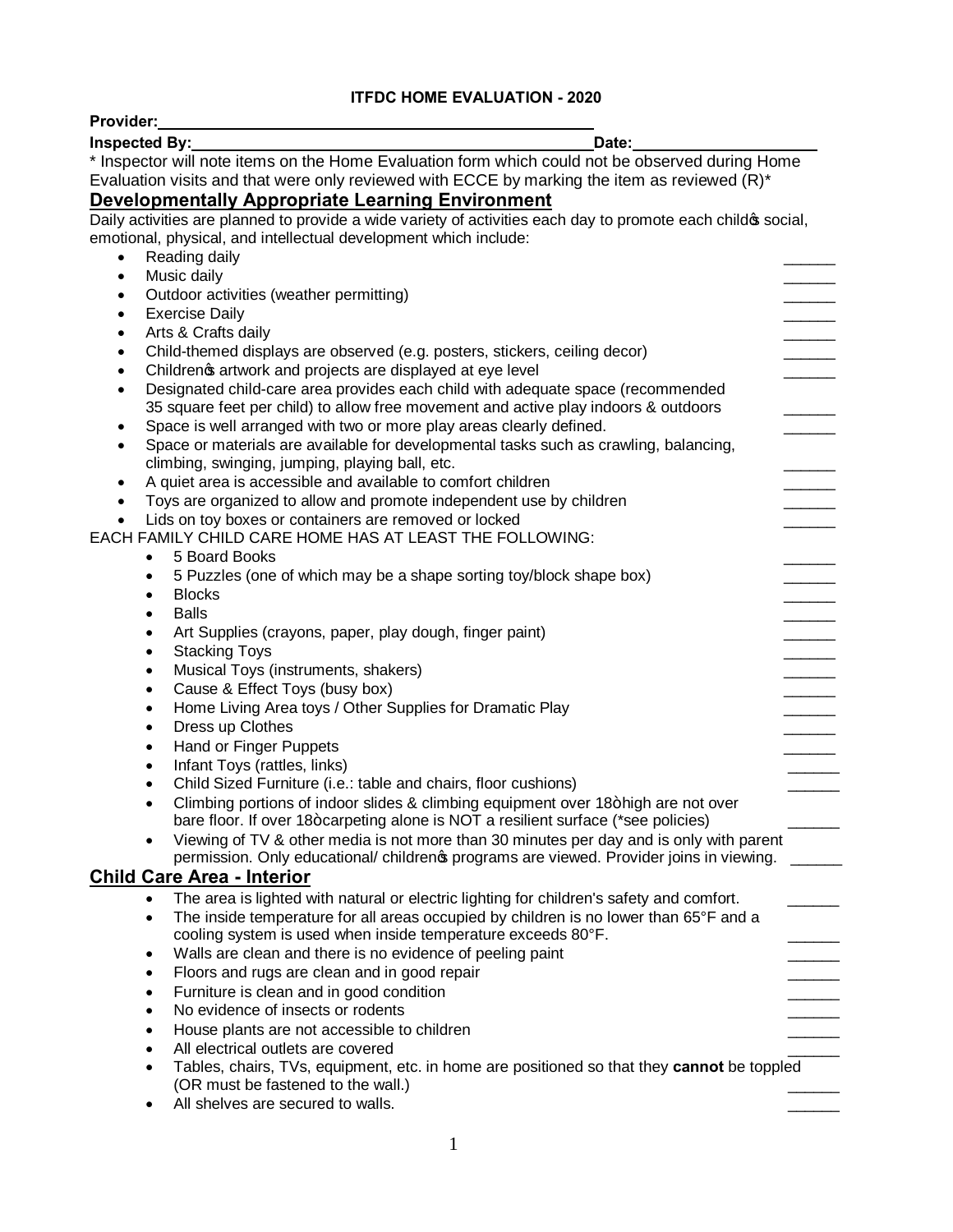# ITFDC HOME EVALUATION - 2020

**Provider:**\_\_\_\_\_\_\_\_\_\_\_\_\_\_\_\_\_\_\_\_\_\_\_\_\_\_\_\_\_\_\_\_\_\_\_\_\_\_\_\_\_\_\_\_\_\_\_\_

**Inspected By:**\_\_\_\_\_\_\_\_\_\_\_\_\_\_\_\_\_\_\_\_\_\_\_\_\_\_\_\_\_\_\_\_\_\_\_\_\_\_\_\_\_\_\_\_\_\_**Date:**\_\_\_\_\_\_\_\_\_\_\_\_\_\_\_\_\_\_\_\_

\* Inspector will note items on the Home Evaluation form which could not be observed during Home Evaluation visits and that were only reviewed with ECCE by marking the item as reviewed (R)\*

## Developmentally Appropriate Learning Environment

Daily activities are planned to provide a wide variety of activities each day to promote each child's social, emotional, physical, and intellectual development which include:

- Reading daily \_\_\_\_\_\_
- Music daily \_\_\_\_\_\_
- Outdoor activities (weather permitting) \_\_\_\_\_\_
- Exercise Daily \_\_\_\_\_\_
- Arts & Crafts daily \_\_\_\_\_\_
- Child-themed displays are observed (e.g. posters, stickers, ceiling decor) \_\_\_\_\_\_
- Children's artwork and projects are displayed at eye level \_\_\_\_\_\_
- Designated child-care area provides each child with adequate space (recommended 35 square feet per child) to allow free movement and active play indoors & outdoors \_\_\_\_\_\_
- Space is well arranged with two or more play areas clearly defined. \_\_\_\_\_\_
- Space or materials are available for developmental tasks such as crawling, balancing, climbing, swinging, jumping, playing ball, etc. \_\_\_\_\_\_
- A quiet area is accessible and available to comfort children \_\_\_\_\_\_
- Toys are organized to allow and promote independent use by children \_\_\_\_\_\_
- Lids on toy boxes or containers are removed or locked \_\_\_\_\_\_

EACH FAMILY CHILD CARE HOME HAS AT LEAST THE FOLLOWING:

- 5 Board Books \_\_\_\_\_\_
- 5 Puzzles (one of which may be a shape sorting toy/block shape box) \_\_\_\_\_\_
- Blocks \_\_\_\_\_\_
- Balls \_\_\_\_\_\_
- Art Supplies (crayons, paper, play dough, finger paint) \_\_\_\_\_\_
- Stacking Toys \_\_\_\_\_\_
- Musical Toys (instruments, shakers) \_\_\_\_\_\_
- Cause & Effect Toys (busy box) \_\_\_\_\_\_
- Home Living Area toys / Other Supplies for Dramatic Play \_\_\_\_\_\_
- Dress up Clothes \_\_\_\_\_\_
- Hand or Finger Puppets \_\_\_\_\_\_
- Infant Toys (rattles, links) \_\_\_\_\_\_
- Child Sized Furniture (i.e.: table and chairs, floor cushions) \_\_\_\_\_\_
- Climbing portions of indoor slides & climbing equipment over 18" high are not over bare floor. If over 18" carpeting alone is NOT a resilient surface (\*see policies) \_\_\_\_\_\_
- Viewing of TV & other media is not more than 30 minutes per day and is only with parent permission. Only educational/ children's programs are viewed. Provider joins in viewing. \_\_\_\_\_\_

## Child Care Area - Interior

- The area is lighted with natural or electric lighting for children's safety and comfort. \_\_\_\_\_\_
- The inside temperature for all areas occupied by children is no lower than 65°F and a cooling system is used when inside temperature exceeds 80°F. \_\_\_\_\_\_
- Walls are clean and there is no evidence of peeling paint \_\_\_\_\_\_
- Floors and rugs are clean and in good repair \_\_\_\_\_\_
- Furniture is clean and in good condition \_\_\_\_\_\_
- No evidence of insects or rodents \_\_\_\_\_\_
- House plants are not accessible to children \_\_\_\_\_\_
- All electrical outlets are covered \_\_\_\_\_\_
- Tables, chairs, TVs, equipment, etc. in home are positioned so that they **cannot** be toppled (OR must be fastened to the wall.) \_\_\_\_\_\_
- All shelves are secured to walls. \_\_\_\_\_\_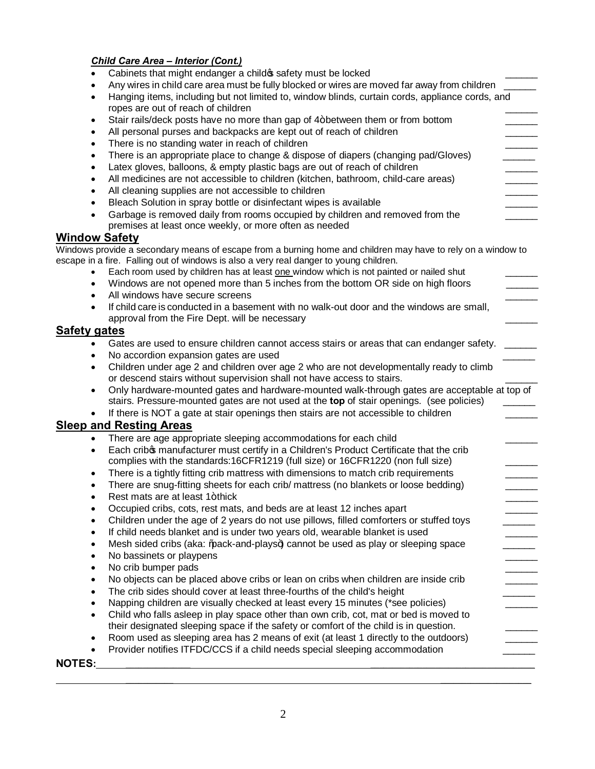***Child Care Area – Interior (Cont.)***

- Cabinets that might endanger a child's safety must be locked ______
- Any wires in child care area must be fully blocked or wires are moved far away from children ______
- Hanging items, including but not limited to, window blinds, curtain cords, appliance cords, and ropes are out of reach of children ______
- Stair rails/deck posts have no more than gap of 4" between them or from bottom ______
- All personal purses and backpacks are kept out of reach of children ______
- There is no standing water in reach of children ______
- There is an appropriate place to change & dispose of diapers (changing pad/Gloves) ______
- Latex gloves, balloons, & empty plastic bags are out of reach of children ______
- All medicines are not accessible to children (kitchen, bathroom, child-care areas) ______
- All cleaning supplies are not accessible to children ______
- Bleach Solution in spray bottle or disinfectant wipes is available ______
- Garbage is removed daily from rooms occupied by children and removed from the premises at least once weekly, or more often as needed ______

## Window Safety

Windows provide a secondary means of escape from a burning home and children may have to rely on a window to escape in a fire. Falling out of windows is also a very real danger to young children.

- Each room used by children has at least one window which is not painted or nailed shut ______
- Windows are not opened more than 5 inches from the bottom OR side on high floors ______
- All windows have secure screens ______
- If child care is conducted in a basement with no walk-out door and the windows are small, approval from the Fire Dept. will be necessary ______

## Safety gates

- Gates are used to ensure children cannot access stairs or areas that can endanger safety. ______
- No accordion expansion gates are used ______
- Children under age 2 and children over age 2 who are not developmentally ready to climb or descend stairs without supervision shall not have access to stairs. ______
- Only hardware-mounted gates and hardware-mounted walk-through gates are acceptable at top of stairs. Pressure-mounted gates are not used at the **top** of stair openings. (see policies) ______
- If there is NOT a gate at stair openings then stairs are not accessible to children ______

## Sleep and Resting Areas

- There are age appropriate sleeping accommodations for each child ______
- Each crib's manufacturer must certify in a Children's Product Certificate that the crib complies with the standards:16CFR1219 (full size) or 16CFR1220 (non full size) ______
- There is a tightly fitting crib mattress with dimensions to match crib requirements ______
- There are snug-fitting sheets for each crib/ mattress (no blankets or loose bedding) ______
- Rest mats are at least 1" thick ______
- Occupied cribs, cots, rest mats, and beds are at least 12 inches apart ______
- Children under the age of 2 years do not use pillows, filled comforters or stuffed toys ______
- If child needs blanket and is under two years old, wearable blanket is used ______
- Mesh sided cribs (aka: "pack-and-plays") cannot be used as play or sleeping space ______
- No bassinets or playpens ______
- No crib bumper pads ______
- No objects can be placed above cribs or lean on cribs when children are inside crib ______
- The crib sides should cover at least three-fourths of the child's height ______
- Napping children are visually checked at least every 15 minutes (*see policies) ______
- Child who falls asleep in play space other than own crib, cot, mat or bed is moved to their designated sleeping space if the safety or comfort of the child is in question. ______
- Room used as sleeping area has 2 means of exit (at least 1 directly to the outdoors) ______
- Provider notifies ITFDC/CCS if a child needs special sleeping accommodation ______

**NOTES:** ________________________________________________________________________

____________________________________________________________________________________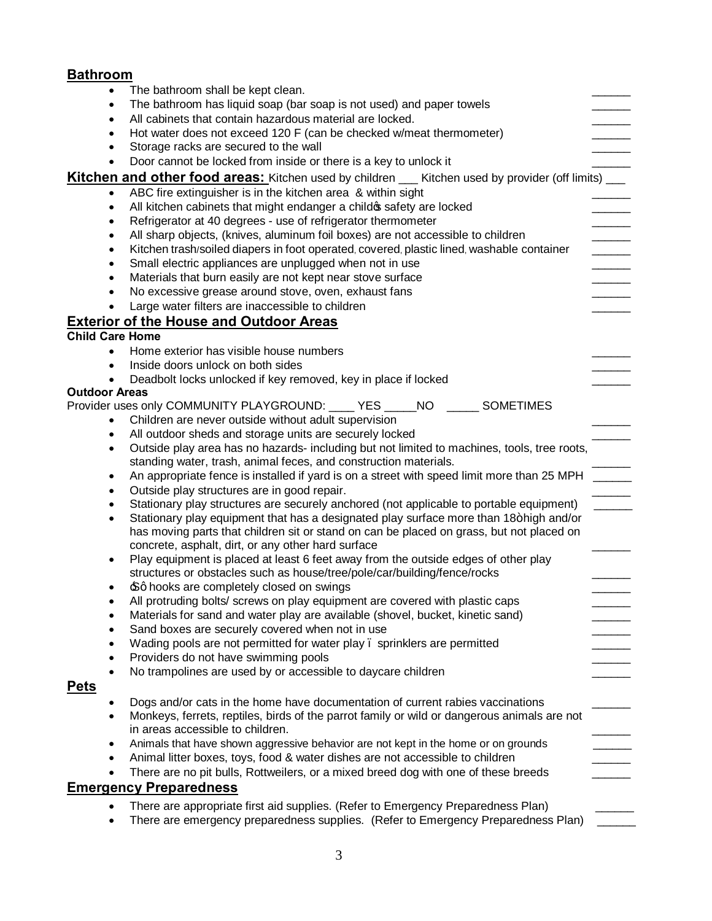## Bathroom

- The bathroom shall be kept clean. ______
- The bathroom has liquid soap (bar soap is not used) and paper towels ______
- All cabinets that contain hazardous material are locked. ______
- Hot water does not exceed 120 F (can be checked w/meat thermometer) ______
- Storage racks are secured to the wall ______
- Door cannot be locked from inside or there is a key to unlock it ______

## Kitchen and other food areas:

Kitchen used by children ___ Kitchen used by provider (off limits) ___

- ABC fire extinguisher is in the kitchen area & within sight ______
- All kitchen cabinets that might endanger a childφ safety are locked ______
- Refrigerator at 40 degrees - use of refrigerator thermometer ______
- All sharp objects, (knives, aluminum foil boxes) are not accessible to children ______
- Kitchen trash/soiled diapers in foot operated, covered, plastic lined, washable container ______
- Small electric appliances are unplugged when not in use ______
- Materials that burn easily are not kept near stove surface ______
- No excessive grease around stove, oven, exhaust fans ______
- Large water filters are inaccessible to children ______

## Exterior of the House and Outdoor Areas

**Child Care Home**

- Home exterior has visible house numbers ______
- Inside doors unlock on both sides ______
- Deadbolt locks unlocked if key removed, key in place if locked ______

**Outdoor Areas**

Provider uses only COMMUNITY PLAYGROUND: ____ YES _____NO _____ SOMETIMES

- Children are never outside without adult supervision ______
- All outdoor sheds and storage units are securely locked ______
- Outside play area has no hazards- including but not limited to machines, tools, tree roots, standing water, trash, animal feces, and construction materials. ______
- An appropriate fence is installed if yard is on a street with speed limit more than 25 MPH ______
- Outside play structures are in good repair. ______
- Stationary play structures are securely anchored (not applicable to portable equipment) ______
- Stationary play equipment that has a designated play surface more than 18ò high and/or has moving parts that children sit or stand on can be placed on grass, but not placed on concrete, asphalt, dirt, or any other hard surface ______
- Play equipment is placed at least 6 feet away from the outside edges of other play structures or obstacles such as house/tree/pole/car/building/fence/rocks ______
- óSô hooks are completely closed on swings ______
- All protruding bolts/ screws on play equipment are covered with plastic caps ______
- Materials for sand and water play are available (shovel, bucket, kinetic sand) ______
- Sand boxes are securely covered when not in use ______
- Wading pools are not permitted for water play ï sprinklers are permitted ______
- Providers do not have swimming pools ______
- No trampolines are used by or accessible to daycare children ______

## Pets

- Dogs and/or cats in the home have documentation of current rabies vaccinations ______
- Monkeys, ferrets, reptiles, birds of the parrot family or wild or dangerous animals are not in areas accessible to children. ______
- Animals that have shown aggressive behavior are not kept in the home or on grounds ______
- Animal litter boxes, toys, food & water dishes are not accessible to children ______
- There are no pit bulls, Rottweilers, or a mixed breed dog with one of these breeds ______

## Emergency Preparedness

- There are appropriate first aid supplies. (Refer to Emergency Preparedness Plan) ______
- There are emergency preparedness supplies. (Refer to Emergency Preparedness Plan) ______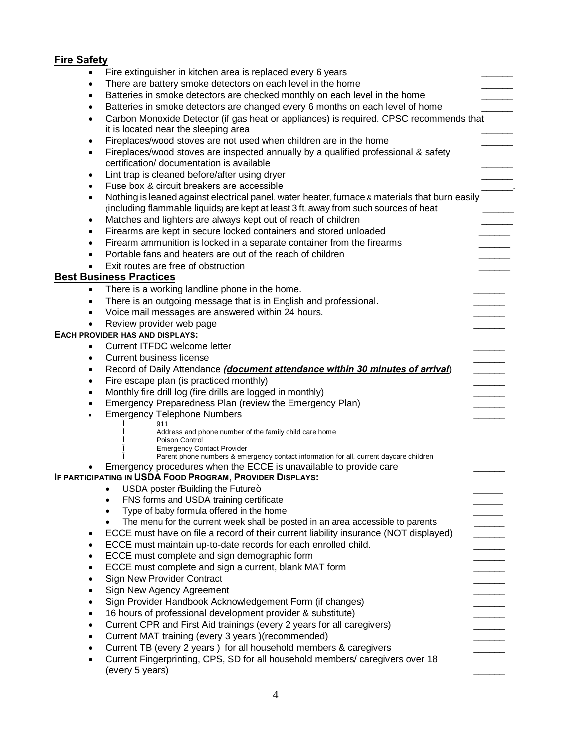## Fire Safety

- Fire extinguisher in kitchen area is replaced every 6 years ______
- There are battery smoke detectors on each level in the home ______
- Batteries in smoke detectors are checked monthly on each level in the home ______
- Batteries in smoke detectors are changed every 6 months on each level of home ______
- Carbon Monoxide Detector (if gas heat or appliances) is required. CPSC recommends that it is located near the sleeping area ______
- Fireplaces/wood stoves are not used when children are in the home ______
- Fireplaces/wood stoves are inspected annually by a qualified professional & safety certification/ documentation is available ______
- Lint trap is cleaned before/after using dryer ______
- Fuse box & circuit breakers are accessible ______
- Nothing is leaned against electrical panel, water heater, furnace & materials that burn easily (including flammable liquids) are kept at least 3 ft. away from such sources of heat ______
- Matches and lighters are always kept out of reach of children ______
- Firearms are kept in secure locked containers and stored unloaded ______
- Firearm ammunition is locked in a separate container from the firearms ______
- Portable fans and heaters are out of the reach of children ______
- Exit routes are free of obstruction ______

## Best Business Practices

- There is a working landline phone in the home. ______
- There is an outgoing message that is in English and professional. ______
- Voice mail messages are answered within 24 hours. ______
- Review provider web page ______

**EACH PROVIDER HAS AND DISPLAYS:**

- Current ITFDC welcome letter ______
- Current business license ______
- Record of Daily Attendance ***(document attendance within 30 minutes of arrival)*** ______
- Fire escape plan (is practiced monthly) ______
- Monthly fire drill log (fire drills are logged in monthly) ______
- Emergency Preparedness Plan (review the Emergency Plan) ______
- Emergency Telephone Numbers ______
  - 911
  - Address and phone number of the family child care home
  - Poison Control
  - Emergency Contact Provider
  - Parent phone numbers & emergency contact information for all, current daycare children
- Emergency procedures when the ECCE is unavailable to provide care ______

**IF PARTICIPATING IN USDA FOOD PROGRAM, PROVIDER DISPLAYS:**

- USDA poster "Building the Future" ______
- FNS forms and USDA training certificate ______
- Type of baby formula offered in the home ______
- The menu for the current week shall be posted in an area accessible to parents ______

- ECCE must have on file a record of their current liability insurance (NOT displayed) ______
- ECCE must maintain up-to-date records for each enrolled child. ______
- ECCE must complete and sign demographic form ______
- ECCE must complete and sign a current, blank MAT form ______
- Sign New Provider Contract ______
- Sign New Agency Agreement ______
- Sign Provider Handbook Acknowledgement Form (if changes) ______
- 16 hours of professional development provider & substitute) ______
- Current CPR and First Aid trainings (every 2 years for all caregivers) ______
- Current MAT training (every 3 years )(recommended) ______
- Current TB (every 2 years ) for all household members & caregivers ______
- Current Fingerprinting, CPS, SD for all household members/ caregivers over 18 (every 5 years) ______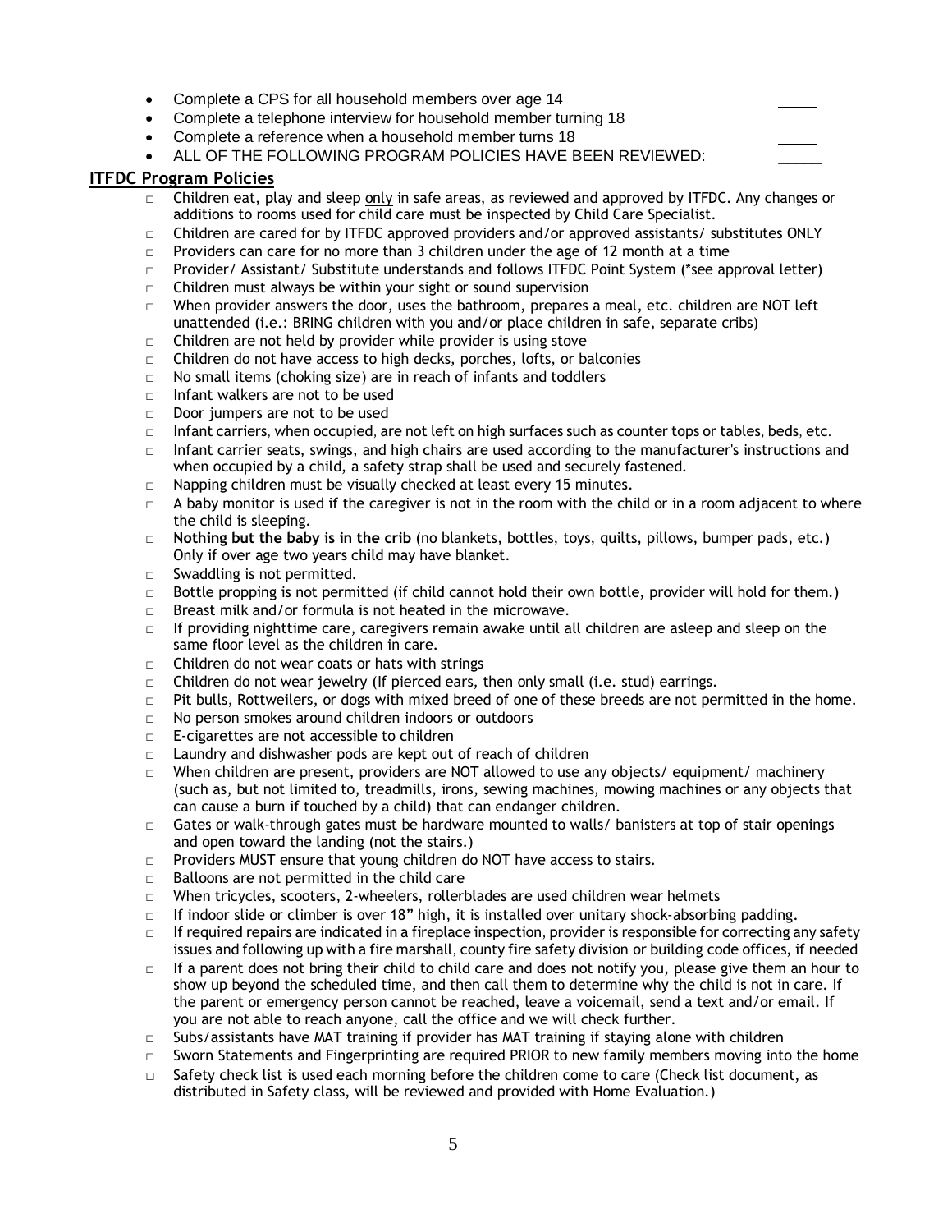- Complete a CPS for all household members over age 14 \_\_\_\_
- Complete a telephone interview for household member turning 18 \_\_\_\_
- Complete a reference when a household member turns 18 \_\_\_\_
- ALL OF THE FOLLOWING PROGRAM POLICIES HAVE BEEN REVIEWED: \_\_\_\_

## ITFDC Program Policies

- □ Children eat, play and sleep only in safe areas, as reviewed and approved by ITFDC. Any changes or additions to rooms used for child care must be inspected by Child Care Specialist.
- □ Children are cared for by ITFDC approved providers and/or approved assistants/ substitutes ONLY
- □ Providers can care for no more than 3 children under the age of 12 month at a time
- □ Provider/ Assistant/ Substitute understands and follows ITFDC Point System (\*see approval letter)
- □ Children must always be within your sight or sound supervision
- □ When provider answers the door, uses the bathroom, prepares a meal, etc. children are NOT left unattended (i.e.: BRING children with you and/or place children in safe, separate cribs)
- □ Children are not held by provider while provider is using stove
- □ Children do not have access to high decks, porches, lofts, or balconies
- □ No small items (choking size) are in reach of infants and toddlers
- □ Infant walkers are not to be used
- □ Door jumpers are not to be used
- □ Infant carriers, when occupied, are not left on high surfaces such as counter tops or tables, beds, etc.
- □ Infant carrier seats, swings, and high chairs are used according to the manufacturer's instructions and when occupied by a child, a safety strap shall be used and securely fastened.
- □ Napping children must be visually checked at least every 15 minutes.
- □ A baby monitor is used if the caregiver is not in the room with the child or in a room adjacent to where the child is sleeping.
- □ **Nothing but the baby is in the crib** (no blankets, bottles, toys, quilts, pillows, bumper pads, etc.) Only if over age two years child may have blanket.
- □ Swaddling is not permitted.
- □ Bottle propping is not permitted (if child cannot hold their own bottle, provider will hold for them.)
- □ Breast milk and/or formula is not heated in the microwave.
- □ If providing nighttime care, caregivers remain awake until all children are asleep and sleep on the same floor level as the children in care.
- □ Children do not wear coats or hats with strings
- □ Children do not wear jewelry (If pierced ears, then only small (i.e. stud) earrings.
- □ Pit bulls, Rottweilers, or dogs with mixed breed of one of these breeds are not permitted in the home.
- □ No person smokes around children indoors or outdoors
- □ E-cigarettes are not accessible to children
- □ Laundry and dishwasher pods are kept out of reach of children
- □ When children are present, providers are NOT allowed to use any objects/ equipment/ machinery (such as, but not limited to, treadmills, irons, sewing machines, mowing machines or any objects that can cause a burn if touched by a child) that can endanger children.
- □ Gates or walk-through gates must be hardware mounted to walls/ banisters at top of stair openings and open toward the landing (not the stairs.)
- □ Providers MUST ensure that young children do NOT have access to stairs.
- □ Balloons are not permitted in the child care
- □ When tricycles, scooters, 2-wheelers, rollerblades are used children wear helmets
- □ If indoor slide or climber is over 18" high, it is installed over unitary shock-absorbing padding.
- □ If required repairs are indicated in a fireplace inspection, provider is responsible for correcting any safety issues and following up with a fire marshall, county fire safety division or building code offices, if needed
- □ If a parent does not bring their child to child care and does not notify you, please give them an hour to show up beyond the scheduled time, and then call them to determine why the child is not in care. If the parent or emergency person cannot be reached, leave a voicemail, send a text and/or email. If you are not able to reach anyone, call the office and we will check further.
- □ Subs/assistants have MAT training if provider has MAT training if staying alone with children
- □ Sworn Statements and Fingerprinting are required PRIOR to new family members moving into the home
- □ Safety check list is used each morning before the children come to care (Check list document, as distributed in Safety class, will be reviewed and provided with Home Evaluation.)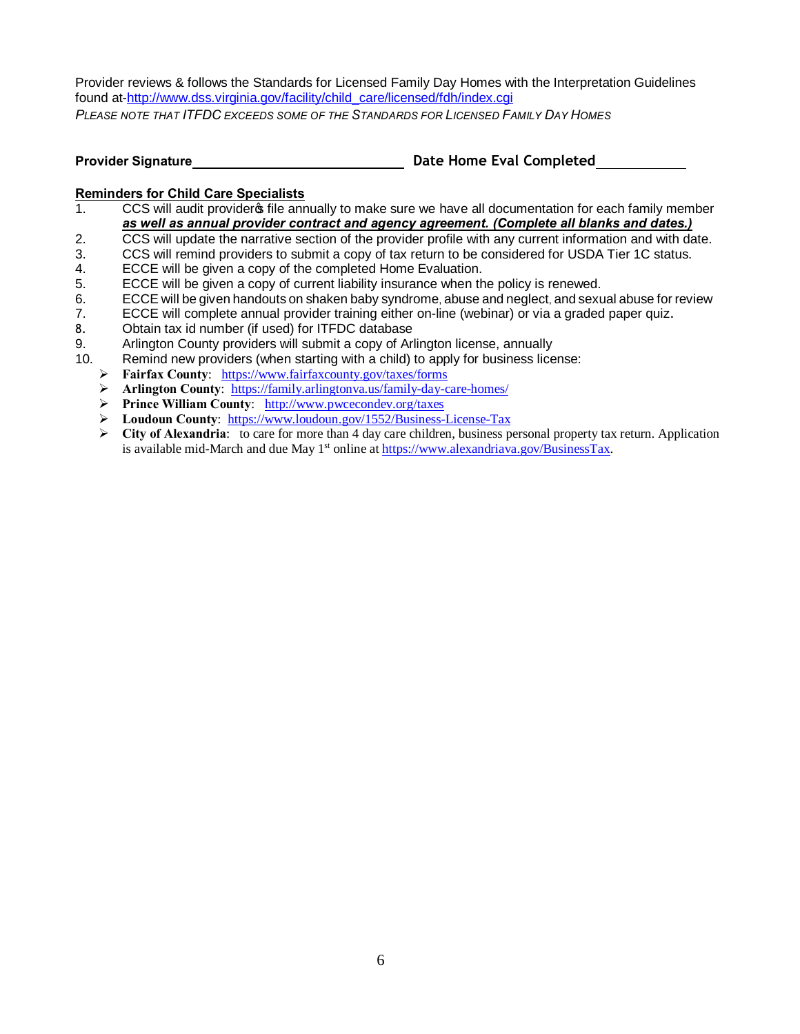Provider reviews & follows the Standards for Licensed Family Day Homes with the Interpretation Guidelines found at-[http://www.dss.virginia.gov/facility/child_care/licensed/fdh/index.cgi](http://www.dss.virginia.gov/facility/child_care/licensed/fdh/index.cgi)

*PLEASE NOTE THAT ITFDC EXCEEDS SOME OF THE STANDARDS FOR LICENSED FAMILY DAY HOMES*

**Provider Signature**\_\_\_\_\_\_\_\_\_\_\_\_\_\_\_\_\_\_\_\_\_\_\_\_\_\_\_\_ **Date Home Eval Completed**\_\_\_\_\_\_\_\_\_\_\_\_

**Reminders for Child Care Specialists**

1. CCS will audit provider's file annually to make sure we have all documentation for each family member ***as well as annual provider contract and agency agreement. (Complete all blanks and dates.)***
2. CCS will update the narrative section of the provider profile with any current information and with date.
3. CCS will remind providers to submit a copy of tax return to be considered for USDA Tier 1C status.
4. ECCE will be given a copy of the completed Home Evaluation.
5. ECCE will be given a copy of current liability insurance when the policy is renewed.
6. ECCE will be given handouts on shaken baby syndrome, abuse and neglect, and sexual abuse for review
7. ECCE will complete annual provider training either on-line (webinar) or via a graded paper quiz.
8. Obtain tax id number (if used) for ITFDC database
9. Arlington County providers will submit a copy of Arlington license, annually
10. Remind new providers (when starting with a child) to apply for business license:
    - **Fairfax County**: [https://www.fairfaxcounty.gov/taxes/forms](https://www.fairfaxcounty.gov/taxes/forms)
    - **Arlington County**: [https://family.arlingtonva.us/family-day-care-homes/](https://family.arlingtonva.us/family-day-care-homes/)
    - **Prince William County**: [http://www.pwcecondev.org/taxes](http://www.pwcecondev.org/taxes)
    - **Loudoun County**: [https://www.loudoun.gov/1552/Business-License-Tax](https://www.loudoun.gov/1552/Business-License-Tax)
    - **City of Alexandria**: to care for more than 4 day care children, business personal property tax return. Application is available mid-March and due May 1st online at [https://www.alexandriava.gov/BusinessTax](https://www.alexandriava.gov/BusinessTax).